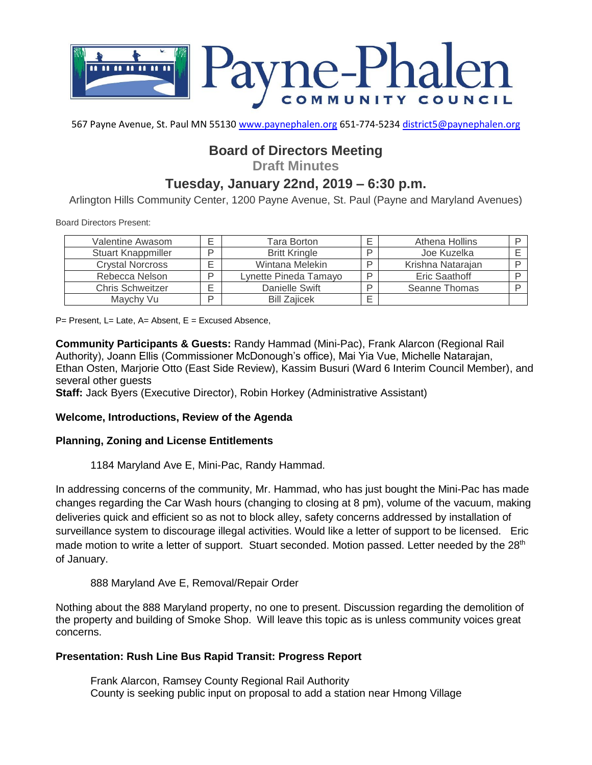# Payne-Phalen COMMUNITY COUNCIL

567 Payne Avenue, St. Paul MN 55130 www.paynephalen.org 651-774-5234 district5@paynephalen.org

## Board of Directors Meeting

**Draft Minutes**

## Tuesday, January 22nd, 2019 – 6:30 p.m.

Arlington Hills Community Center, 1200 Payne Avenue, St. Paul (Payne and Maryland Avenues)

Board Directors Present:

| | | | | | |
|---|---|---|---|---|---|
| Valentine Awasom | E | Tara Borton | E | Athena Hollins | P |
| Stuart Knappmiller | P | Britt Kringle | P | Joe Kuzelka | E |
| Crystal Norcross | E | Wintana Melekin | P | Krishna Natarajan | P |
| Rebecca Nelson | P | Lynette Pineda Tamayo | P | Eric Saathoff | P |
| Chris Schweitzer | E | Danielle Swift | P | Seanne Thomas | P |
| Maychy Vu | P | Bill Zajicek | E | | |

P= Present, L= Late, A= Absent, E = Excused Absence,

**Community Participants & Guests:** Randy Hammad (Mini-Pac), Frank Alarcon (Regional Rail Authority), Joann Ellis (Commissioner McDonough's office), Mai Yia Vue, Michelle Natarajan, Ethan Osten, Marjorie Otto (East Side Review), Kassim Busuri (Ward 6 Interim Council Member), and several other guests

**Staff:** Jack Byers (Executive Director), Robin Horkey (Administrative Assistant)

**Welcome, Introductions, Review of the Agenda**

**Planning, Zoning and License Entitlements**

1184 Maryland Ave E, Mini-Pac, Randy Hammad.

In addressing concerns of the community, Mr. Hammad, who has just bought the Mini-Pac has made changes regarding the Car Wash hours (changing to closing at 8 pm), volume of the vacuum, making deliveries quick and efficient so as not to block alley, safety concerns addressed by installation of surveillance system to discourage illegal activities. Would like a letter of support to be licensed. Eric made motion to write a letter of support. Stuart seconded. Motion passed. Letter needed by the 28th of January.

888 Maryland Ave E, Removal/Repair Order

Nothing about the 888 Maryland property, no one to present. Discussion regarding the demolition of the property and building of Smoke Shop. Will leave this topic as is unless community voices great concerns.

**Presentation: Rush Line Bus Rapid Transit: Progress Report**

Frank Alarcon, Ramsey County Regional Rail Authority
County is seeking public input on proposal to add a station near Hmong Village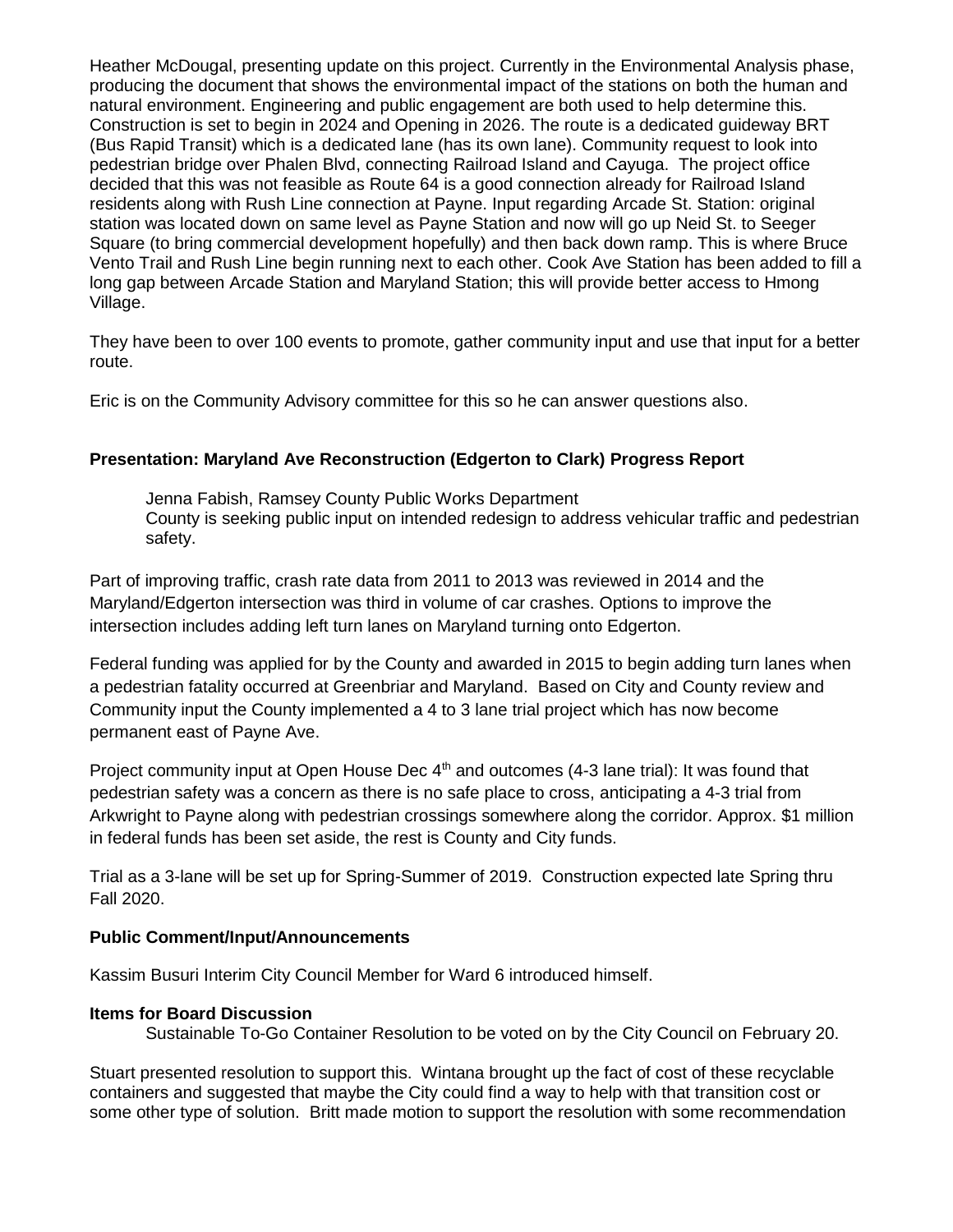Heather McDougal, presenting update on this project. Currently in the Environmental Analysis phase, producing the document that shows the environmental impact of the stations on both the human and natural environment. Engineering and public engagement are both used to help determine this. Construction is set to begin in 2024 and Opening in 2026. The route is a dedicated guideway BRT (Bus Rapid Transit) which is a dedicated lane (has its own lane). Community request to look into pedestrian bridge over Phalen Blvd, connecting Railroad Island and Cayuga. The project office decided that this was not feasible as Route 64 is a good connection already for Railroad Island residents along with Rush Line connection at Payne. Input regarding Arcade St. Station: original station was located down on same level as Payne Station and now will go up Neid St. to Seeger Square (to bring commercial development hopefully) and then back down ramp. This is where Bruce Vento Trail and Rush Line begin running next to each other. Cook Ave Station has been added to fill a long gap between Arcade Station and Maryland Station; this will provide better access to Hmong Village.

They have been to over 100 events to promote, gather community input and use that input for a better route.

Eric is on the Community Advisory committee for this so he can answer questions also.

**Presentation: Maryland Ave Reconstruction (Edgerton to Clark) Progress Report**

> Jenna Fabish, Ramsey County Public Works Department
> County is seeking public input on intended redesign to address vehicular traffic and pedestrian safety.

Part of improving traffic, crash rate data from 2011 to 2013 was reviewed in 2014 and the Maryland/Edgerton intersection was third in volume of car crashes. Options to improve the intersection includes adding left turn lanes on Maryland turning onto Edgerton.

Federal funding was applied for by the County and awarded in 2015 to begin adding turn lanes when a pedestrian fatality occurred at Greenbriar and Maryland. Based on City and County review and Community input the County implemented a 4 to 3 lane trial project which has now become permanent east of Payne Ave.

Project community input at Open House Dec 4th and outcomes (4-3 lane trial): It was found that pedestrian safety was a concern as there is no safe place to cross, anticipating a 4-3 trial from Arkwright to Payne along with pedestrian crossings somewhere along the corridor. Approx. $1 million in federal funds has been set aside, the rest is County and City funds.

Trial as a 3-lane will be set up for Spring-Summer of 2019. Construction expected late Spring thru Fall 2020.

**Public Comment/Input/Announcements**

Kassim Busuri Interim City Council Member for Ward 6 introduced himself.

**Items for Board Discussion**

> Sustainable To-Go Container Resolution to be voted on by the City Council on February 20.

Stuart presented resolution to support this. Wintana brought up the fact of cost of these recyclable containers and suggested that maybe the City could find a way to help with that transition cost or some other type of solution. Britt made motion to support the resolution with some recommendation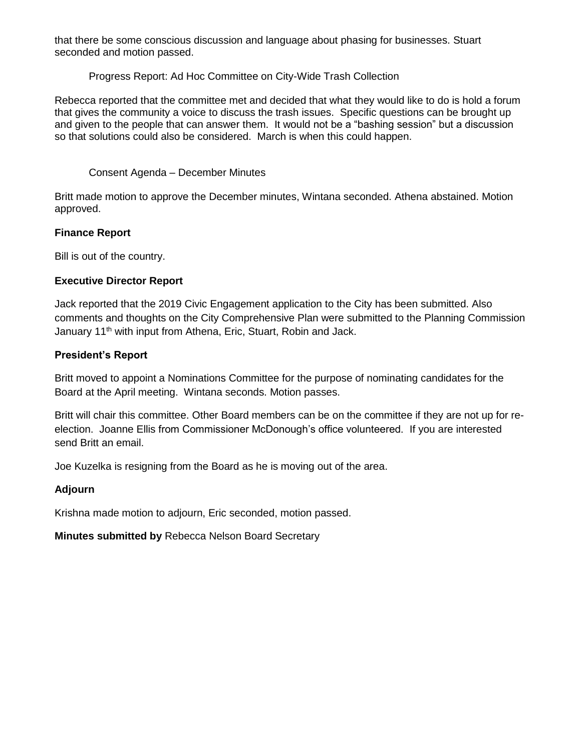that there be some conscious discussion and language about phasing for businesses. Stuart seconded and motion passed.

Progress Report: Ad Hoc Committee on City-Wide Trash Collection

Rebecca reported that the committee met and decided that what they would like to do is hold a forum that gives the community a voice to discuss the trash issues. Specific questions can be brought up and given to the people that can answer them. It would not be a "bashing session" but a discussion so that solutions could also be considered. March is when this could happen.

Consent Agenda – December Minutes

Britt made motion to approve the December minutes, Wintana seconded. Athena abstained. Motion approved.

**Finance Report**

Bill is out of the country.

**Executive Director Report**

Jack reported that the 2019 Civic Engagement application to the City has been submitted. Also comments and thoughts on the City Comprehensive Plan were submitted to the Planning Commission January 11th with input from Athena, Eric, Stuart, Robin and Jack.

**President's Report**

Britt moved to appoint a Nominations Committee for the purpose of nominating candidates for the Board at the April meeting. Wintana seconds. Motion passes.

Britt will chair this committee. Other Board members can be on the committee if they are not up for re-election. Joanne Ellis from Commissioner McDonough's office volunteered. If you are interested send Britt an email.

Joe Kuzelka is resigning from the Board as he is moving out of the area.

**Adjourn**

Krishna made motion to adjourn, Eric seconded, motion passed.

**Minutes submitted by** Rebecca Nelson Board Secretary